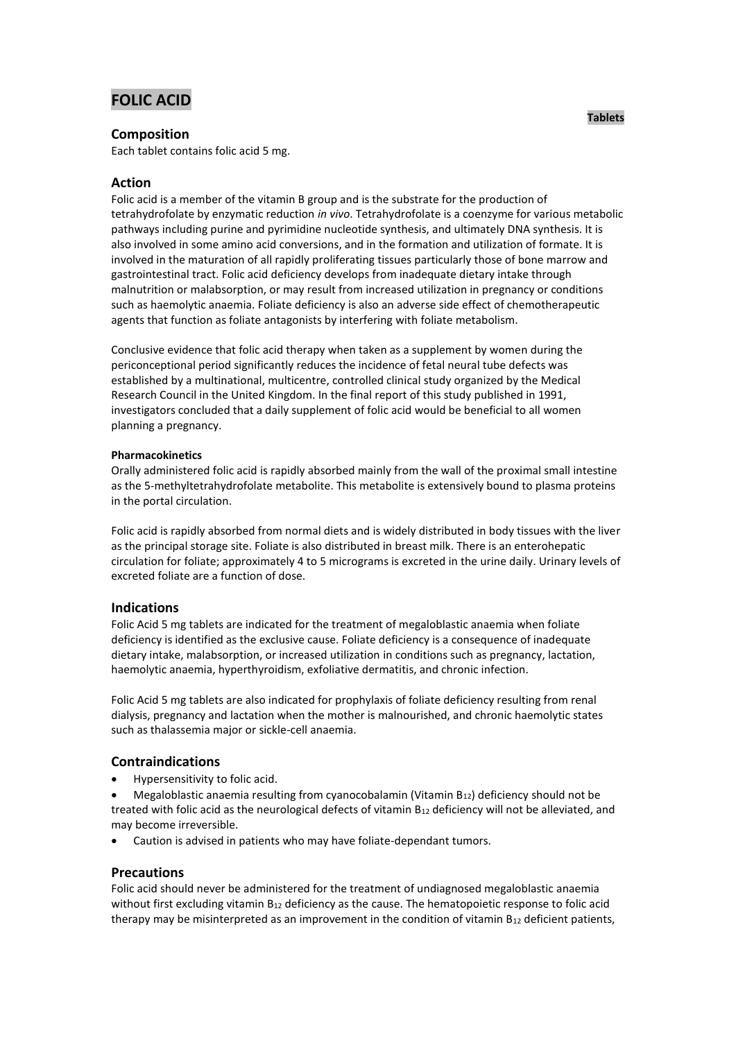# FOLIC ACID

**Tablets**

## Composition

Each tablet contains folic acid 5 mg.

## Action

Folic acid is a member of the vitamin B group and is the substrate for the production of tetrahydrofolate by enzymatic reduction *in vivo*. Tetrahydrofolate is a coenzyme for various metabolic pathways including purine and pyrimidine nucleotide synthesis, and ultimately DNA synthesis. It is also involved in some amino acid conversions, and in the formation and utilization of formate. It is involved in the maturation of all rapidly proliferating tissues particularly those of bone marrow and gastrointestinal tract. Folic acid deficiency develops from inadequate dietary intake through malnutrition or malabsorption, or may result from increased utilization in pregnancy or conditions such as haemolytic anaemia. Foliate deficiency is also an adverse side effect of chemotherapeutic agents that function as foliate antagonists by interfering with foliate metabolism.

Conclusive evidence that folic acid therapy when taken as a supplement by women during the periconceptional period significantly reduces the incidence of fetal neural tube defects was established by a multinational, multicentre, controlled clinical study organized by the Medical Research Council in the United Kingdom. In the final report of this study published in 1991, investigators concluded that a daily supplement of folic acid would be beneficial to all women planning a pregnancy.

#### Pharmacokinetics

Orally administered folic acid is rapidly absorbed mainly from the wall of the proximal small intestine as the 5-methyltetrahydrofolate metabolite. This metabolite is extensively bound to plasma proteins in the portal circulation.

Folic acid is rapidly absorbed from normal diets and is widely distributed in body tissues with the liver as the principal storage site. Foliate is also distributed in breast milk. There is an enterohepatic circulation for foliate; approximately 4 to 5 micrograms is excreted in the urine daily. Urinary levels of excreted foliate are a function of dose.

## Indications

Folic Acid 5 mg tablets are indicated for the treatment of megaloblastic anaemia when foliate deficiency is identified as the exclusive cause. Foliate deficiency is a consequence of inadequate dietary intake, malabsorption, or increased utilization in conditions such as pregnancy, lactation, haemolytic anaemia, hyperthyroidism, exfoliative dermatitis, and chronic infection.

Folic Acid 5 mg tablets are also indicated for prophylaxis of foliate deficiency resulting from renal dialysis, pregnancy and lactation when the mother is malnourished, and chronic haemolytic states such as thalassemia major or sickle-cell anaemia.

## Contraindications

- Hypersensitivity to folic acid.
- Megaloblastic anaemia resulting from cyanocobalamin (Vitamin $B_{12}$) deficiency should not be treated with folic acid as the neurological defects of vitamin $B_{12}$ deficiency will not be alleviated, and may become irreversible.
- Caution is advised in patients who may have foliate-dependant tumors.

## Precautions

Folic acid should never be administered for the treatment of undiagnosed megaloblastic anaemia without first excluding vitamin $B_{12}$ deficiency as the cause. The hematopoietic response to folic acid therapy may be misinterpreted as an improvement in the condition of vitamin $B_{12}$ deficient patients,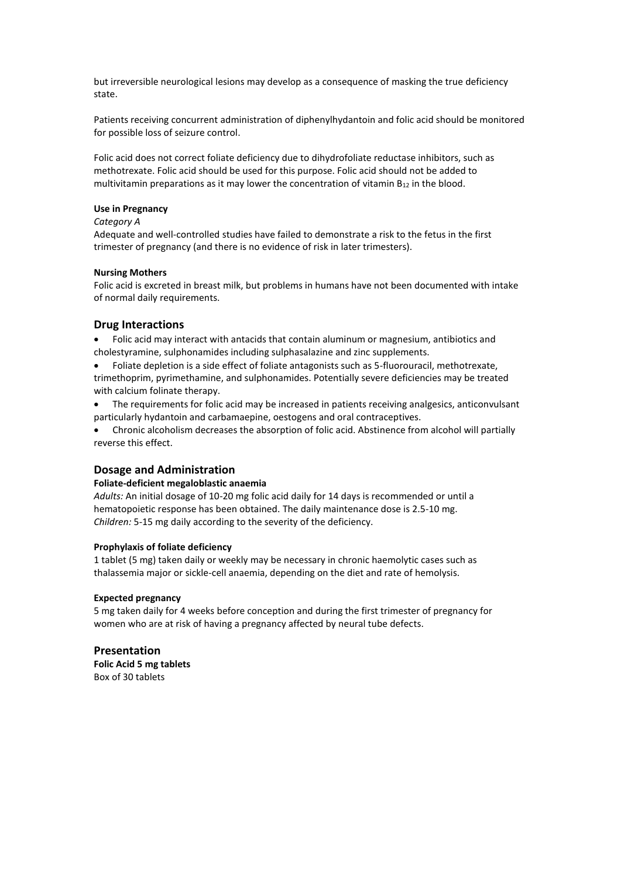but irreversible neurological lesions may develop as a consequence of masking the true deficiency state.

Patients receiving concurrent administration of diphenylhydantoin and folic acid should be monitored for possible loss of seizure control.

Folic acid does not correct foliate deficiency due to dihydrofoliate reductase inhibitors, such as methotrexate. Folic acid should be used for this purpose. Folic acid should not be added to multivitamin preparations as it may lower the concentration of vitamin $B_{12}$ in the blood.

**Use in Pregnancy**

*Category A*

Adequate and well-controlled studies have failed to demonstrate a risk to the fetus in the first trimester of pregnancy (and there is no evidence of risk in later trimesters).

**Nursing Mothers**

Folic acid is excreted in breast milk, but problems in humans have not been documented with intake of normal daily requirements.

## Drug Interactions

- Folic acid may interact with antacids that contain aluminum or magnesium, antibiotics and cholestyramine, sulphonamides including sulphasalazine and zinc supplements.
- Foliate depletion is a side effect of foliate antagonists such as 5-fluorouracil, methotrexate, trimethoprim, pyrimethamine, and sulphonamides. Potentially severe deficiencies may be treated with calcium folinate therapy.
- The requirements for folic acid may be increased in patients receiving analgesics, anticonvulsant particularly hydantoin and carbamaepine, oestogens and oral contraceptives.
- Chronic alcoholism decreases the absorption of folic acid. Abstinence from alcohol will partially reverse this effect.

## Dosage and Administration

**Foliate-deficient megaloblastic anaemia**

*Adults:* An initial dosage of 10-20 mg folic acid daily for 14 days is recommended or until a hematopoietic response has been obtained. The daily maintenance dose is 2.5-10 mg.
*Children:* 5-15 mg daily according to the severity of the deficiency.

**Prophylaxis of foliate deficiency**

1 tablet (5 mg) taken daily or weekly may be necessary in chronic haemolytic cases such as thalassemia major or sickle-cell anaemia, depending on the diet and rate of hemolysis.

**Expected pregnancy**

5 mg taken daily for 4 weeks before conception and during the first trimester of pregnancy for women who are at risk of having a pregnancy affected by neural tube defects.

## Presentation

**Folic Acid 5 mg tablets**
Box of 30 tablets